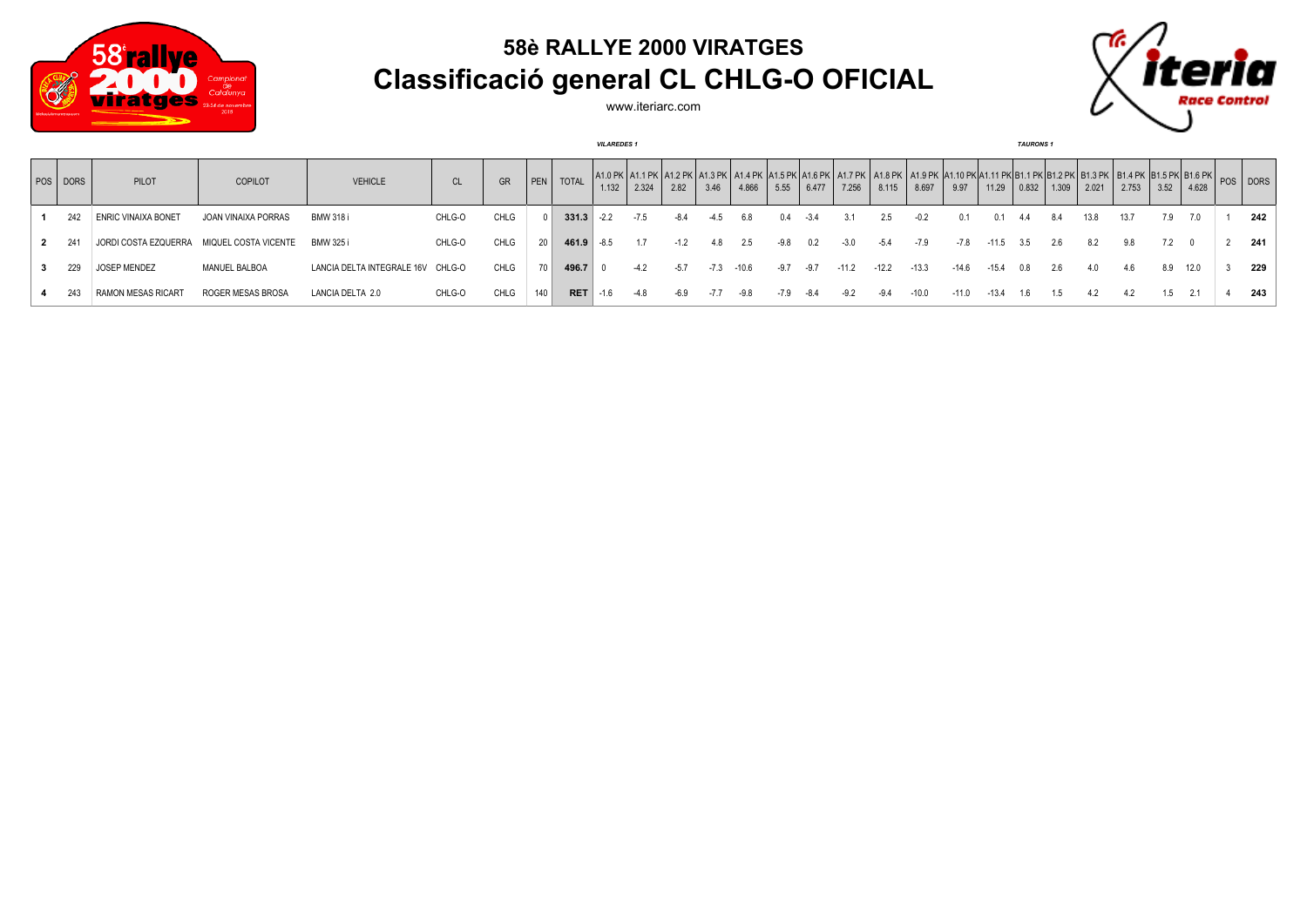# 58è RALLYE 2000 VIRATGES

## Classificació general CL CHLG-O OFICIAL

www.iteriarc.com

| POS | DORS | PILOT | COPILOT | VEHICLE | CL | GR | PEN | TOTAL | A1.0 PK 1.132 | A1.1 PK 2.324 | A1.2 PK 2.82 | A1.3 PK 3.46 | A1.4 PK 4.866 | A1.5 PK 5.55 | A1.6 PK 6.477 | A1.7 PK 7.256 | A1.8 PK 8.115 | A1.9 PK 8.697 | A1.10 PK 9.97 | A1.11 PK 11.29 | B1.1 PK 0.832 | B1.2 PK 1.309 | B1.3 PK 2.021 | B1.4 PK 2.753 | B1.5 PK 3.52 | B1.6 PK 4.628 | POS | DORS |
|---|---|---|---|---|---|---|---|---|---|---|---|---|---|---|---|---|---|---|---|---|---|---|---|---|---|---|---|---|
| | | | | | | | | | *VILAREDES 1* | | | | | | | | | | | | *TAURONS 1* | | | | | | | |
| 1 | 242 | ENRIC VINAIXA BONET | JOAN VINAIXA PORRAS | BMW 318 i | CHLG-O | CHLG | 0 | **331.3** | -2.2 | -7.5 | -8.4 | -4.5 | 6.8 | 0.4 | -3.4 | 3.1 | 2.5 | -0.2 | 0.1 | 0.1 | 4.4 | 8.4 | 13.8 | 13.7 | 7.9 | 7.0 | 1 | **242** |
| 2 | 241 | JORDI COSTA EZQUERRA | MIQUEL COSTA VICENTE | BMW 325 i | CHLG-O | CHLG | 20 | **461.9** | -8.5 | 1.7 | -1.2 | 4.8 | 2.5 | -9.8 | 0.2 | -3.0 | -5.4 | -7.9 | -7.8 | -11.5 | 3.5 | 2.6 | 8.2 | 9.8 | 7.2 | 0 | 2 | **241** |
| 3 | 229 | JOSEP MENDEZ | MANUEL BALBOA | LANCIA DELTA INTEGRALE 16V | CHLG-O | CHLG | 70 | **496.7** | 0 | -4.2 | -5.7 | -7.3 | -10.6 | -9.7 | -9.7 | -11.2 | -12.2 | -13.3 | -14.6 | -15.4 | 0.8 | 2.6 | 4.0 | 4.6 | 8.9 | 12.0 | 3 | **229** |
| 4 | 243 | RAMON MESAS RICART | ROGER MESAS BROSA | LANCIA DELTA 2.0 | CHLG-O | CHLG | 140 | **RET** | -1.6 | -4.8 | -6.9 | -7.7 | -9.8 | -7.9 | -8.4 | -9.2 | -9.4 | -10.0 | -11.0 | -13.4 | 1.6 | 1.5 | 4.2 | 4.2 | 1.5 | 2.1 | 4 | **243** |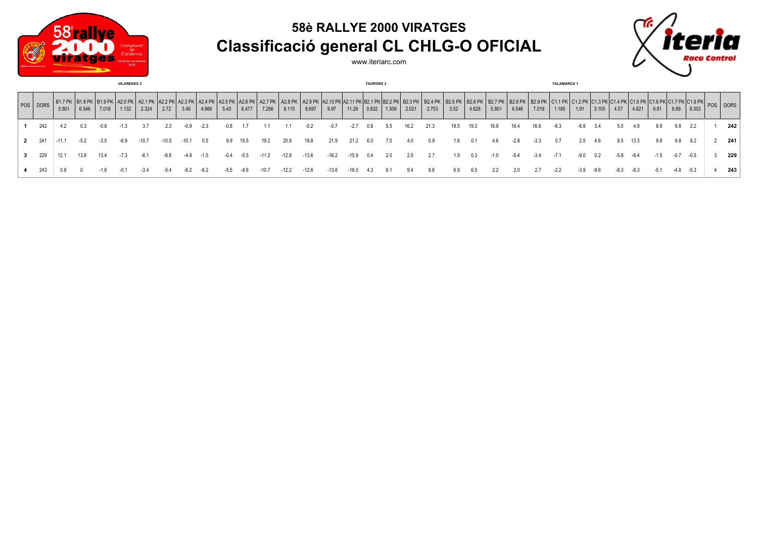# 58è RALLYE 2000 VIRATGES

## Classificació general CL CHLG-O OFICIAL

www.iteriarc.com

*VILAREDES 2* — *TAURONS 2* — *TALAMANCA 1*

| POS | DORS | B1.7 PK 5.801 | B1.8 PK 6.546 | B1.9 PK 7.018 | A2.0 PK 1.132 | A2.1 PK 2.324 | A2.2 PK 2.72 | A2.3 PK 3.46 | A2.4 PK 4.866 | A2.5 PK 5.43 | A2.6 PK 6.477 | A2.7 PK 7.256 | A2.8 PK 8.115 | A2.9 PK 8.697 | A2.10 PK 9.97 | A2.11 PK 11.29 | B2.1 PK 0.832 | B2.2 PK 1.309 | B2.3 PK 2.021 | B2.4 PK 2.753 | B2.5 PK 3.52 | B2.6 PK 4.628 | B2.7 PK 5.801 | B2.8 PK 6.546 | B2.9 PK 7.018 | C1.1 PK 1.185 | C1.2 PK 1.91 | C1.3 PK 3.105 | C1.4 PK 4.57 | C1.5 PK 4.821 | C1.6 PK 6.81 | C1.7 PK 6.89 | C1.8 PK 8.303 | POS | DORS |
|---|---|---|---|---|---|---|---|---|---|---|---|---|---|---|---|---|---|---|---|---|---|---|---|---|---|---|---|---|---|---|---|---|---|---|---|
| **1** | 242 | 4.2 | 0.3 | -0.8 | -1.3 | 3.7 | 2.3 | -0.9 | -2.3 | -0.8 | 1.7 | 1.1 | 1.1 | -0.2 | -0.7 | -2.7 | 0.8 | 5.5 | 16.2 | 21.3 | 19.5 | 19.3 | 16.9 | 16.4 | 16.6 | -6.3 | -6.8 | 3.4 | 5.0 | 4.9 | 8.9 | 9.8 | 2.2 | 1 | **242** |
| **2** | 241 | -11.1 | -5.2 | -3.0 | -6.9 | -10.7 | -10.5 | -10.1 | 0.5 | 9.9 | 15.5 | 19.2 | 20.8 | 19.8 | 21.9 | 21.2 | 6.0 | 7.0 | 4.0 | 0.9 | 1.6 | 0.1 | 4.6 | -2.8 | -3.3 | 0.7 | 2.5 | 4.6 | 8.5 | 13.3 | 9.8 | 9.8 | 8.2 | 2 | **241** |
| **3** | 229 | 12.1 | 13.8 | 13.4 | -7.3 | -6.1 | -6.6 | -4.9 | -1.5 | -0.4 | -5.5 | -11.2 | -12.8 | -13.6 | -16.2 | -15.9 | 0.4 | 2.0 | 2.5 | 2.7 | 1.9 | 0.3 | -1.0 | -5.4 | -3.4 | -7.1 | -9.0 | 0.2 | -5.8 | -6.4 | -1.5 | -0.7 | -0.5 | 3 | **229** |
| **4** | 243 | 0.9 | 0 | -1.6 | -0.1 | -3.4 | -5.4 | -6.2 | -6.2 | -5.5 | -8.6 | -10.7 | -12.2 | -12.6 | -13.8 | -18.0 | 4.3 | 8.1 | 9.4 | 9.6 | 6.9 | 6.5 | 2.2 | 2.0 | 2.7 | -2.2 | -3.9 | -9.6 | -8.3 | -8.3 | -5.1 | -4.8 | -5.3 | 4 | **243** |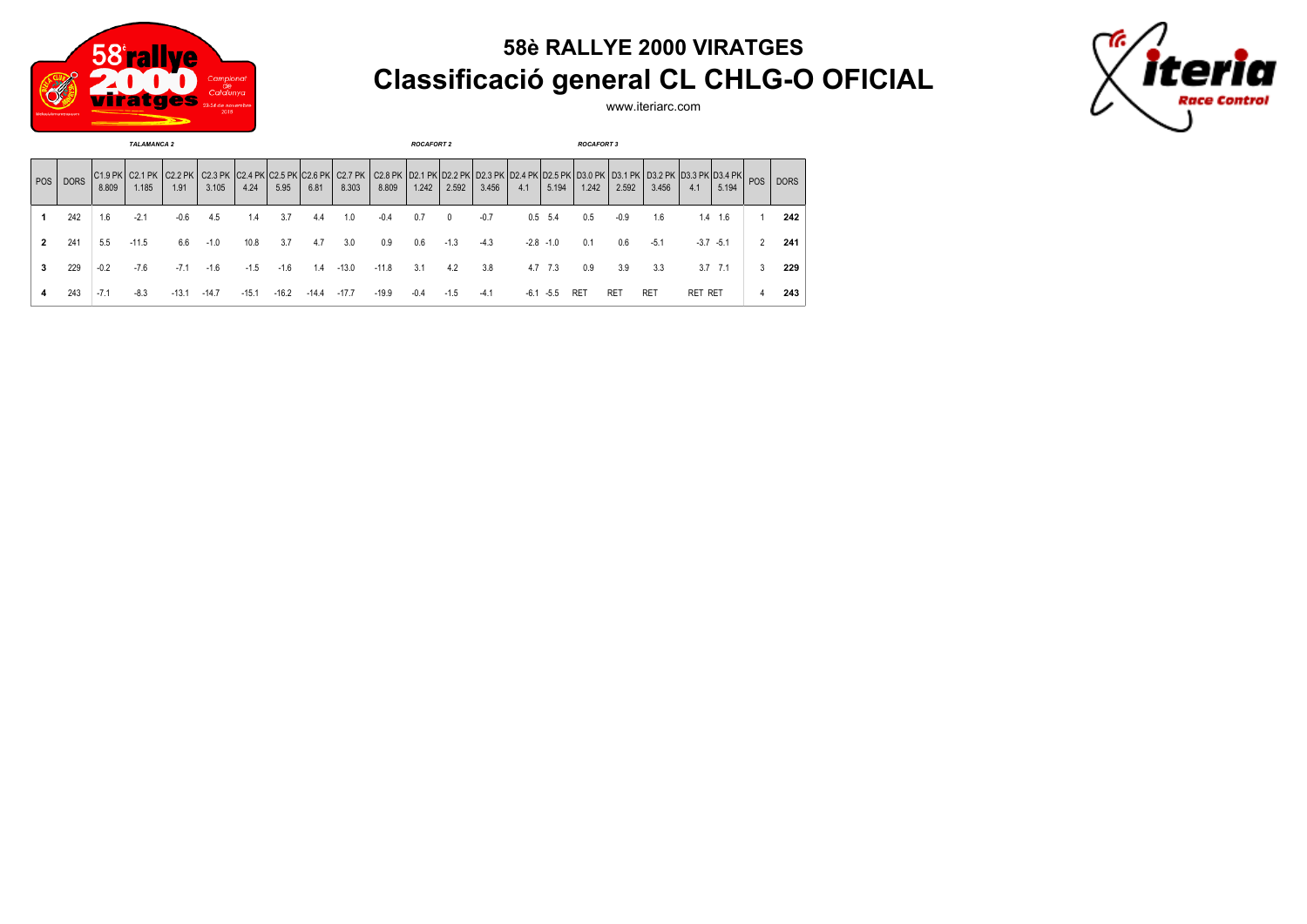# 58è RALLYE 2000 VIRATGES

## Classificació general CL CHLG-O OFICIAL

www.iteriarc.com

| | | TALAMANCA 2 | | | | | | | | | ROCAFORT 2 | | | | | ROCAFORT 3 | | | | | | |
|---|---|---|---|---|---|---|---|---|---|---|---|---|---|---|---|---|---|---|---|---|---|---|
| POS | DORS | C1.9 PK 8.809 | C2.1 PK 1.185 | C2.2 PK 1.91 | C2.3 PK 3.105 | C2.4 PK 4.24 | C2.5 PK 5.95 | C2.6 PK 6.81 | C2.7 PK 8.303 | C2.8 PK 8.809 | D2.1 PK 1.242 | D2.2 PK 2.592 | D2.3 PK 3.456 | D2.4 PK 4.1 | D2.5 PK 5.194 | D3.0 PK 1.242 | D3.1 PK 2.592 | D3.2 PK 3.456 | D3.3 PK 4.1 | D3.4 PK 5.194 | POS | DORS |
| **1** | 242 | 1.6 | -2.1 | -0.6 | 4.5 | 1.4 | 3.7 | 4.4 | 1.0 | -0.4 | 0.7 | 0 | -0.7 | 0.5 | 5.4 | 0.5 | -0.9 | 1.6 | 1.4 | 1.6 | 1 | **242** |
| **2** | 241 | 5.5 | -11.5 | 6.6 | -1.0 | 10.8 | 3.7 | 4.7 | 3.0 | 0.9 | 0.6 | -1.3 | -4.3 | -2.8 | -1.0 | 0.1 | 0.6 | -5.1 | -3.7 | -5.1 | 2 | **241** |
| **3** | 229 | -0.2 | -7.6 | -7.1 | -1.6 | -1.5 | -1.6 | 1.4 | -13.0 | -11.8 | 3.1 | 4.2 | 3.8 | 4.7 | 7.3 | 0.9 | 3.9 | 3.3 | 3.7 | 7.1 | 3 | **229** |
| **4** | 243 | -7.1 | -8.3 | -13.1 | -14.7 | -15.1 | -16.2 | -14.4 | -17.7 | -19.9 | -0.4 | -1.5 | -4.1 | -6.1 | -5.5 | RET | RET | RET | RET | RET | 4 | **243** |